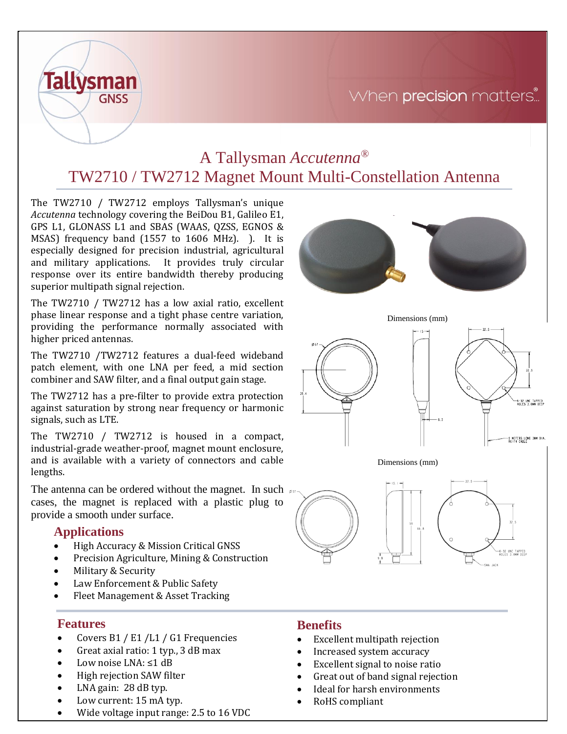# A Tallysman *Accutenna*®

# TW2710 / TW2712 Magnet Mount Multi-Constellation Antenna

The TW2710 / TW2712 employs Tallysman's unique *Accutenna* technology covering the BeiDou B1, Galileo E1, GPS L1, GLONASS L1 and SBAS (WAAS, QZSS, EGNOS & MSAS) frequency band (1557 to 1606 MHz). ). It is especially designed for precision industrial, agricultural and military applications. It provides truly circular response over its entire bandwidth thereby producing superior multipath signal rejection.

The TW2710 / TW2712 has a low axial ratio, excellent phase linear response and a tight phase centre variation, providing the performance normally associated with higher priced antennas.

The TW2710 /TW2712 features a dual-feed wideband patch element, with one LNA per feed, a mid section combiner and SAW filter, and a final output gain stage.

The TW2712 has a pre-filter to provide extra protection against saturation by strong near frequency or harmonic signals, such as LTE.

The TW2710 / TW2712 is housed in a compact, industrial-grade weather-proof, magnet mount enclosure, and is available with a variety of connectors and cable lengths.

The antenna can be ordered without the magnet. In such cases, the magnet is replaced with a plastic plug to provide a smooth under surface.

Dimensions (mm)

Dimensions (mm)

## Applications

- High Accuracy & Mission Critical GNSS
- Precision Agriculture, Mining & Construction
- Military & Security
- Law Enforcement & Public Safety
- Fleet Management & Asset Tracking

## Features

- Covers B1 / E1 /L1 / G1 Frequencies
- Great axial ratio: 1 typ., 3 dB max
- Low noise LNA: ≤1 dB
- High rejection SAW filter
- LNA gain: 28 dB typ.
- Low current: 15 mA typ.
- Wide voltage input range: 2.5 to 16 VDC

## Benefits

- Excellent multipath rejection
- Increased system accuracy
- Excellent signal to noise ratio
- Great out of band signal rejection
- Ideal for harsh environments
- RoHS compliant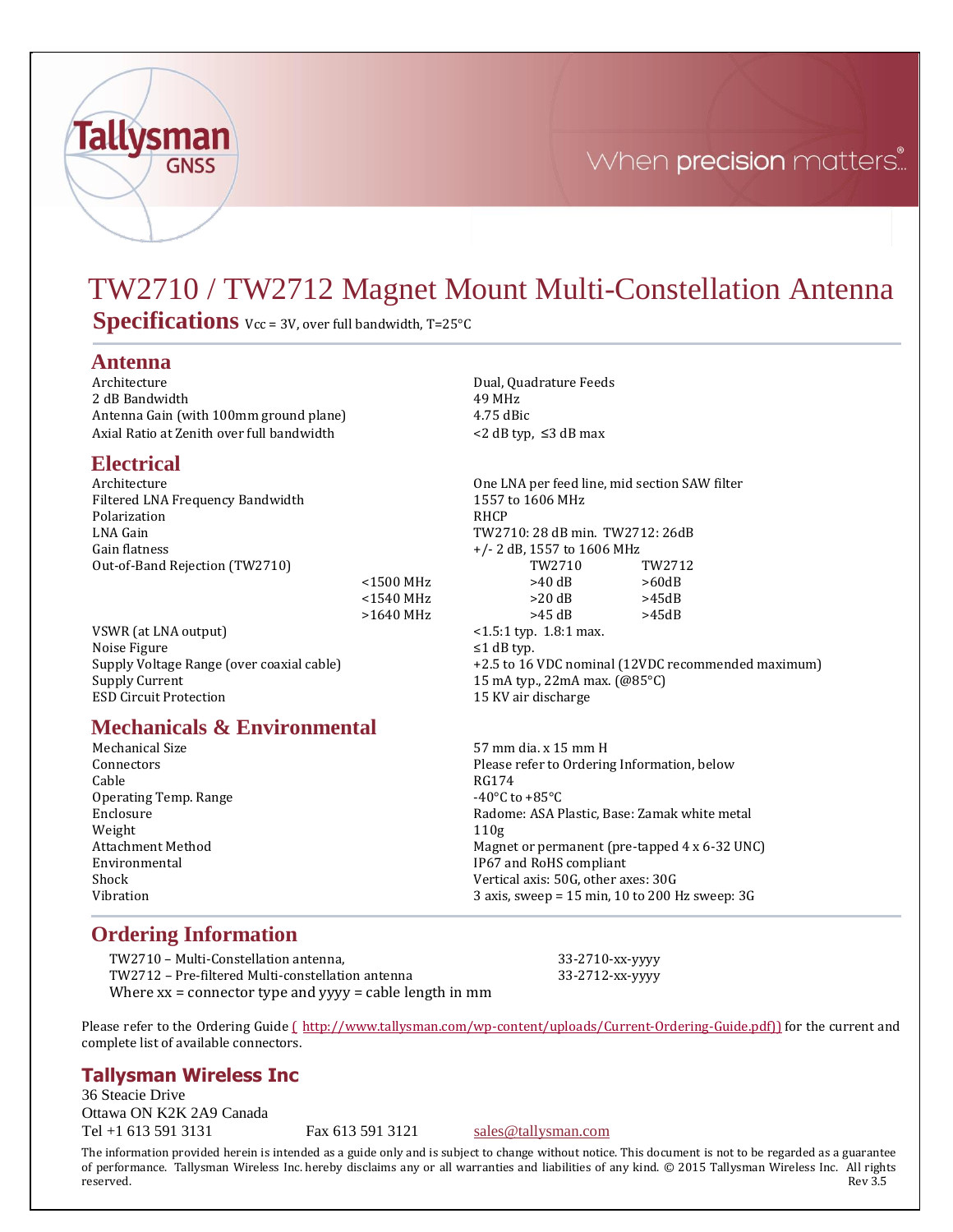# TW2710 / TW2712 Magnet Mount Multi-Constellation Antenna

## Specifications Vcc = 3V, over full bandwidth, T=25°C

### Antenna

| | |
|---|---|
| Architecture | Dual, Quadrature Feeds |
| 2 dB Bandwidth | 49 MHz |
| Antenna Gain (with 100mm ground plane) | 4.75 dBic |
| Axial Ratio at Zenith over full bandwidth | <2 dB typ, ≤3 dB max |

### Electrical

| | | | |
|---|---|---|---|
| Architecture | | One LNA per feed line, mid section SAW filter | |
| Filtered LNA Frequency Bandwidth | | 1557 to 1606 MHz | |
| Polarization | | RHCP | |
| LNA Gain | | TW2710: 28 dB min. TW2712: 26dB | |
| Gain flatness | | +/- 2 dB, 1557 to 1606 MHz | |
| Out-of-Band Rejection (TW2710) | | TW2710 | TW2712 |
| | <1500 MHz | >40 dB | >60dB |
| | <1540 MHz | >20 dB | >45dB |
| | >1640 MHz | >45 dB | >45dB |
| VSWR (at LNA output) | | <1.5:1 typ. 1.8:1 max. | |
| Noise Figure | | ≤1 dB typ. | |
| Supply Voltage Range (over coaxial cable) | | +2.5 to 16 VDC nominal (12VDC recommended maximum) | |
| Supply Current | | 15 mA typ., 22mA max. (@85°C) | |
| ESD Circuit Protection | | 15 KV air discharge | |

### Mechanicals & Environmental

| | |
|---|---|
| Mechanical Size | 57 mm dia. x 15 mm H |
| Connectors | Please refer to Ordering Information, below |
| Cable | RG174 |
| Operating Temp. Range | -40°C to +85°C |
| Enclosure | Radome: ASA Plastic, Base: Zamak white metal |
| Weight | 110g |
| Attachment Method | Magnet or permanent (pre-tapped 4 x 6-32 UNC) |
| Environmental | IP67 and RoHS compliant |
| Shock | Vertical axis: 50G, other axes: 30G |
| Vibration | 3 axis, sweep = 15 min, 10 to 200 Hz sweep: 3G |

### Ordering Information

| | |
|---|---|
| TW2710 – Multi-Constellation antenna, | 33-2710-xx-yyyy |
| TW2712 – Pre-filtered Multi-constellation antenna | 33-2712-xx-yyyy |

Where xx = connector type and yyyy = cable length in mm

Please refer to the Ordering Guide ( http://www.tallysman.com/wp-content/uploads/Current-Ordering-Guide.pdf)) for the current and complete list of available connectors.

### Tallysman Wireless Inc

36 Steacie Drive
Ottawa ON K2K 2A9 Canada
Tel +1 613 591 3131 Fax 613 591 3121 sales@tallysman.com

The information provided herein is intended as a guide only and is subject to change without notice. This document is not to be regarded as a guarantee of performance. Tallysman Wireless Inc. hereby disclaims any or all warranties and liabilities of any kind. © 2015 Tallysman Wireless Inc. All rights reserved. Rev 3.5